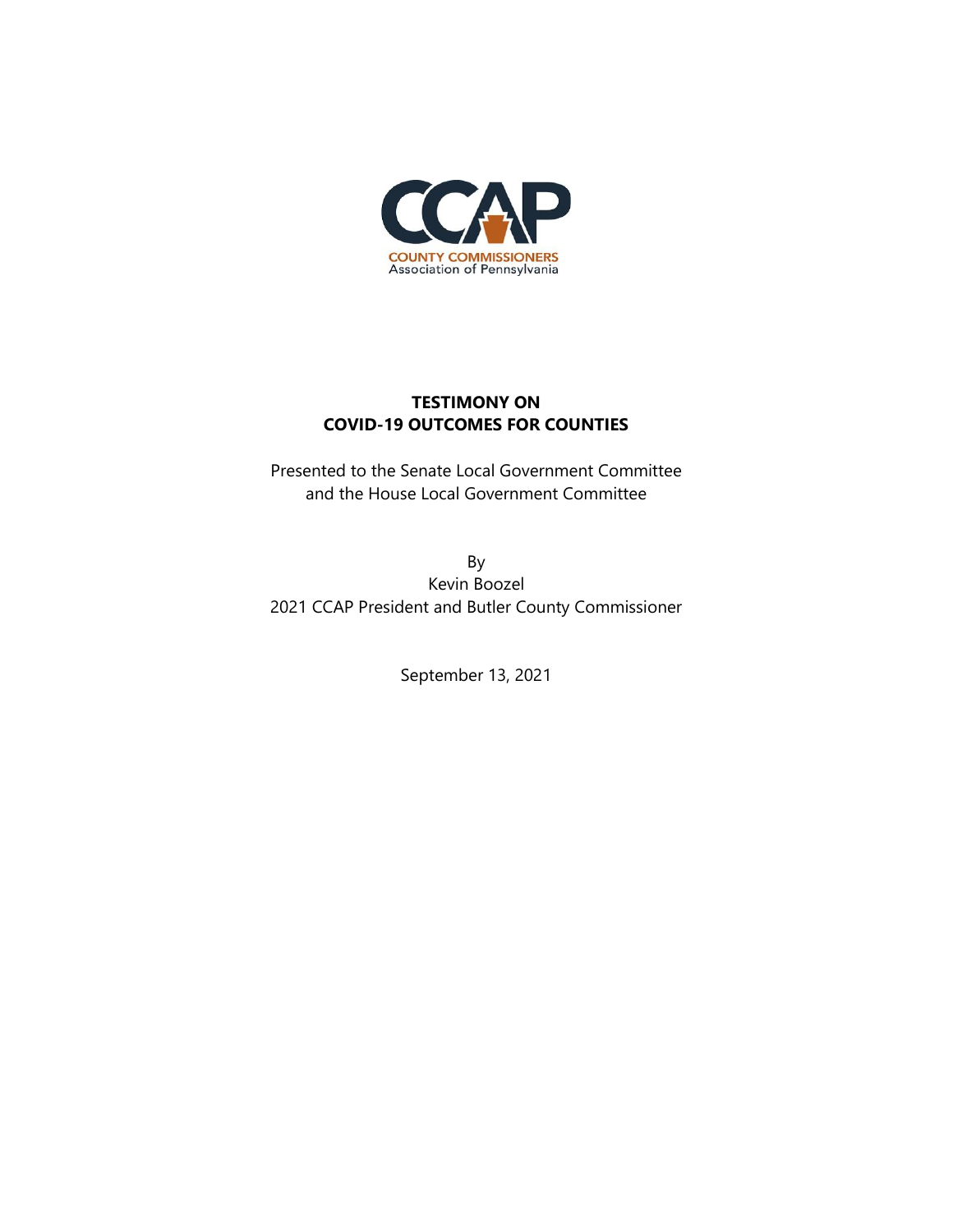CCAP

COUNTY COMMISSIONERS
Association of Pennsylvania

# TESTIMONY ON
# COVID-19 OUTCOMES FOR COUNTIES

Presented to the Senate Local Government Committee
and the House Local Government Committee

By
Kevin Boozel
2021 CCAP President and Butler County Commissioner

September 13, 2021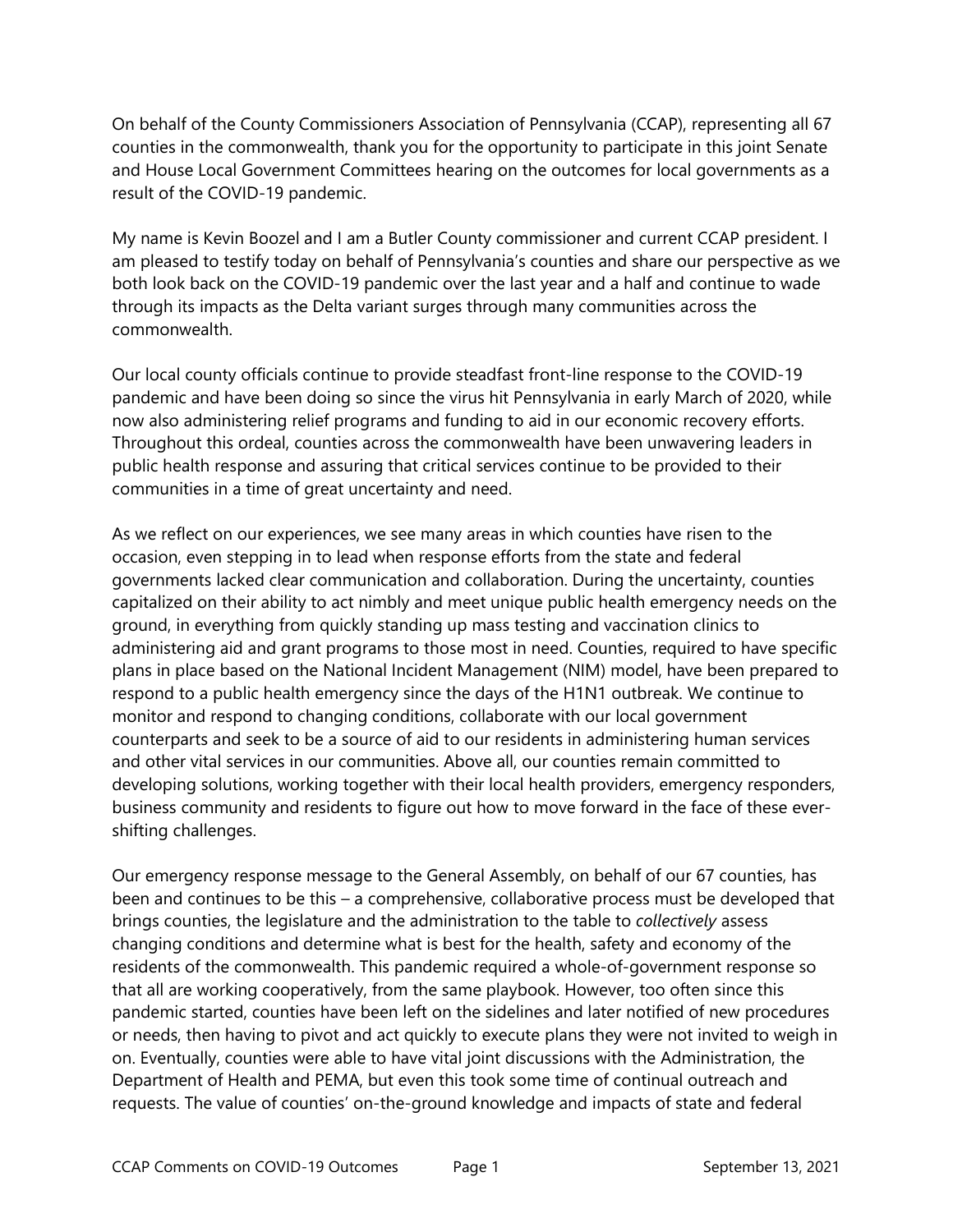On behalf of the County Commissioners Association of Pennsylvania (CCAP), representing all 67 counties in the commonwealth, thank you for the opportunity to participate in this joint Senate and House Local Government Committees hearing on the outcomes for local governments as a result of the COVID-19 pandemic.

My name is Kevin Boozel and I am a Butler County commissioner and current CCAP president. I am pleased to testify today on behalf of Pennsylvania's counties and share our perspective as we both look back on the COVID-19 pandemic over the last year and a half and continue to wade through its impacts as the Delta variant surges through many communities across the commonwealth.

Our local county officials continue to provide steadfast front-line response to the COVID-19 pandemic and have been doing so since the virus hit Pennsylvania in early March of 2020, while now also administering relief programs and funding to aid in our economic recovery efforts. Throughout this ordeal, counties across the commonwealth have been unwavering leaders in public health response and assuring that critical services continue to be provided to their communities in a time of great uncertainty and need.

As we reflect on our experiences, we see many areas in which counties have risen to the occasion, even stepping in to lead when response efforts from the state and federal governments lacked clear communication and collaboration. During the uncertainty, counties capitalized on their ability to act nimbly and meet unique public health emergency needs on the ground, in everything from quickly standing up mass testing and vaccination clinics to administering aid and grant programs to those most in need. Counties, required to have specific plans in place based on the National Incident Management (NIM) model, have been prepared to respond to a public health emergency since the days of the H1N1 outbreak. We continue to monitor and respond to changing conditions, collaborate with our local government counterparts and seek to be a source of aid to our residents in administering human services and other vital services in our communities. Above all, our counties remain committed to developing solutions, working together with their local health providers, emergency responders, business community and residents to figure out how to move forward in the face of these ever-shifting challenges.

Our emergency response message to the General Assembly, on behalf of our 67 counties, has been and continues to be this – a comprehensive, collaborative process must be developed that brings counties, the legislature and the administration to the table to *collectively* assess changing conditions and determine what is best for the health, safety and economy of the residents of the commonwealth. This pandemic required a whole-of-government response so that all are working cooperatively, from the same playbook. However, too often since this pandemic started, counties have been left on the sidelines and later notified of new procedures or needs, then having to pivot and act quickly to execute plans they were not invited to weigh in on. Eventually, counties were able to have vital joint discussions with the Administration, the Department of Health and PEMA, but even this took some time of continual outreach and requests. The value of counties' on-the-ground knowledge and impacts of state and federal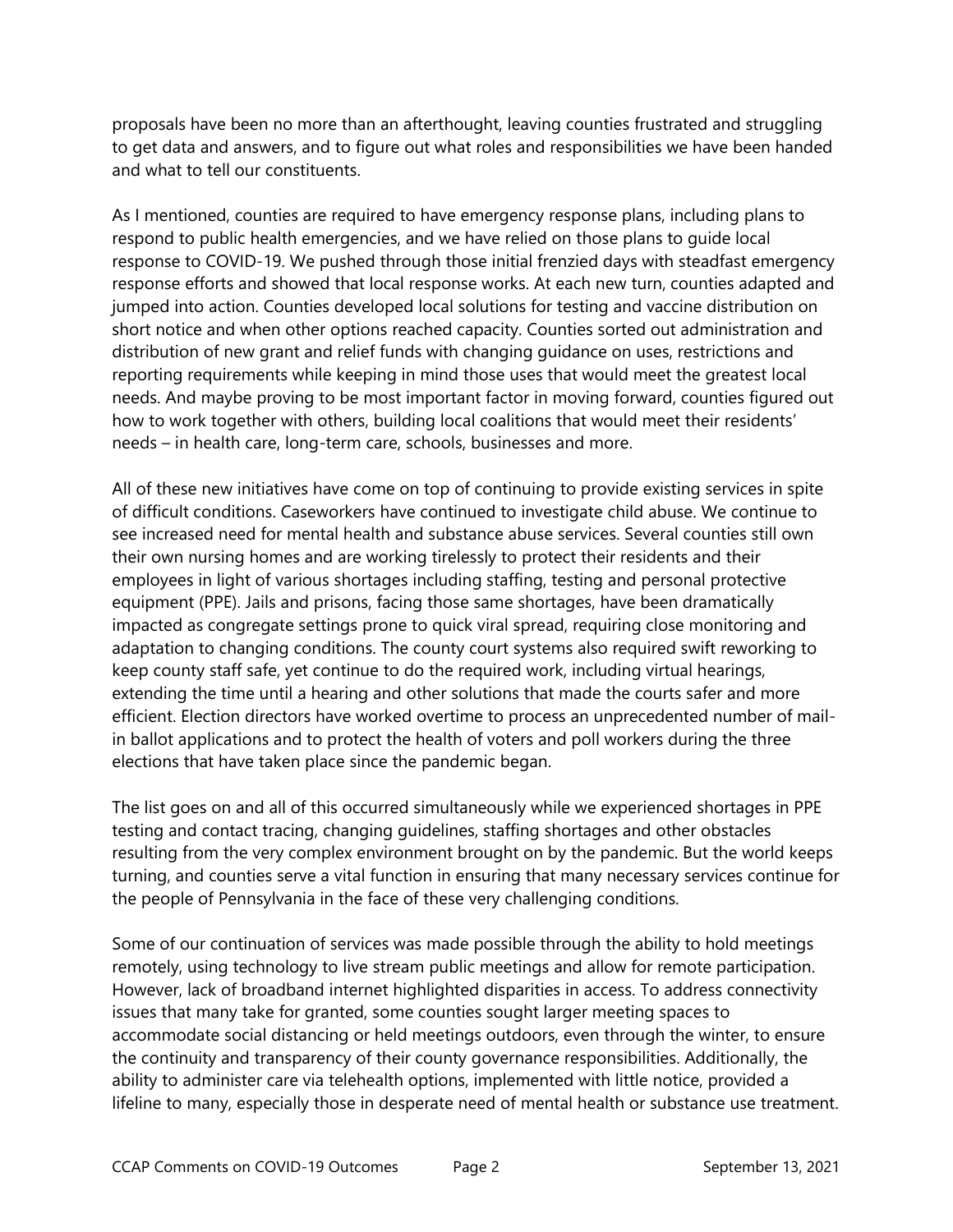proposals have been no more than an afterthought, leaving counties frustrated and struggling to get data and answers, and to figure out what roles and responsibilities we have been handed and what to tell our constituents.

As I mentioned, counties are required to have emergency response plans, including plans to respond to public health emergencies, and we have relied on those plans to guide local response to COVID-19. We pushed through those initial frenzied days with steadfast emergency response efforts and showed that local response works. At each new turn, counties adapted and jumped into action. Counties developed local solutions for testing and vaccine distribution on short notice and when other options reached capacity. Counties sorted out administration and distribution of new grant and relief funds with changing guidance on uses, restrictions and reporting requirements while keeping in mind those uses that would meet the greatest local needs. And maybe proving to be most important factor in moving forward, counties figured out how to work together with others, building local coalitions that would meet their residents' needs – in health care, long-term care, schools, businesses and more.

All of these new initiatives have come on top of continuing to provide existing services in spite of difficult conditions. Caseworkers have continued to investigate child abuse. We continue to see increased need for mental health and substance abuse services. Several counties still own their own nursing homes and are working tirelessly to protect their residents and their employees in light of various shortages including staffing, testing and personal protective equipment (PPE). Jails and prisons, facing those same shortages, have been dramatically impacted as congregate settings prone to quick viral spread, requiring close monitoring and adaptation to changing conditions. The county court systems also required swift reworking to keep county staff safe, yet continue to do the required work, including virtual hearings, extending the time until a hearing and other solutions that made the courts safer and more efficient. Election directors have worked overtime to process an unprecedented number of mail-in ballot applications and to protect the health of voters and poll workers during the three elections that have taken place since the pandemic began.

The list goes on and all of this occurred simultaneously while we experienced shortages in PPE testing and contact tracing, changing guidelines, staffing shortages and other obstacles resulting from the very complex environment brought on by the pandemic. But the world keeps turning, and counties serve a vital function in ensuring that many necessary services continue for the people of Pennsylvania in the face of these very challenging conditions.

Some of our continuation of services was made possible through the ability to hold meetings remotely, using technology to live stream public meetings and allow for remote participation. However, lack of broadband internet highlighted disparities in access. To address connectivity issues that many take for granted, some counties sought larger meeting spaces to accommodate social distancing or held meetings outdoors, even through the winter, to ensure the continuity and transparency of their county governance responsibilities. Additionally, the ability to administer care via telehealth options, implemented with little notice, provided a lifeline to many, especially those in desperate need of mental health or substance use treatment.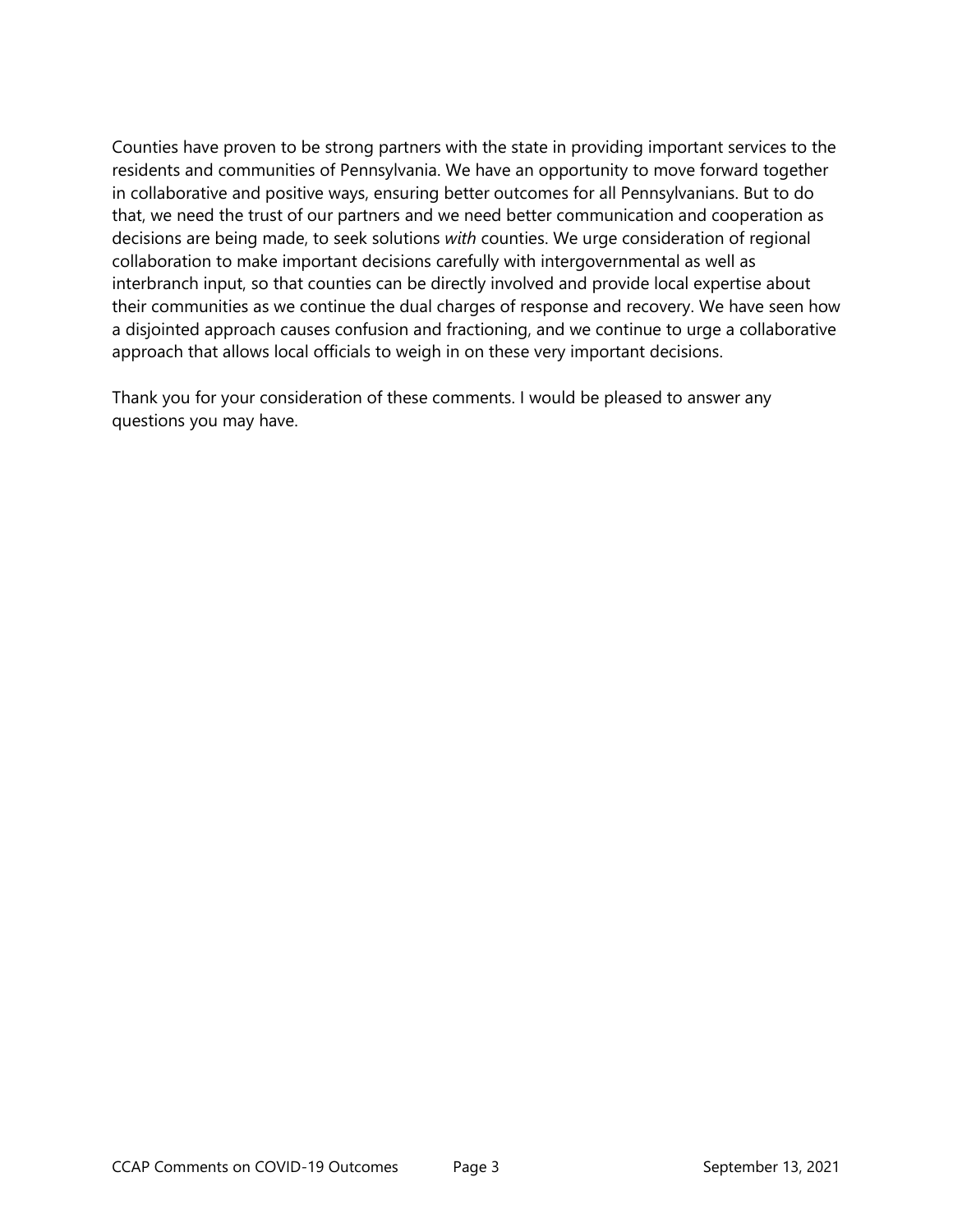Counties have proven to be strong partners with the state in providing important services to the residents and communities of Pennsylvania. We have an opportunity to move forward together in collaborative and positive ways, ensuring better outcomes for all Pennsylvanians. But to do that, we need the trust of our partners and we need better communication and cooperation as decisions are being made, to seek solutions *with* counties. We urge consideration of regional collaboration to make important decisions carefully with intergovernmental as well as interbranch input, so that counties can be directly involved and provide local expertise about their communities as we continue the dual charges of response and recovery. We have seen how a disjointed approach causes confusion and fractioning, and we continue to urge a collaborative approach that allows local officials to weigh in on these very important decisions.

Thank you for your consideration of these comments. I would be pleased to answer any questions you may have.